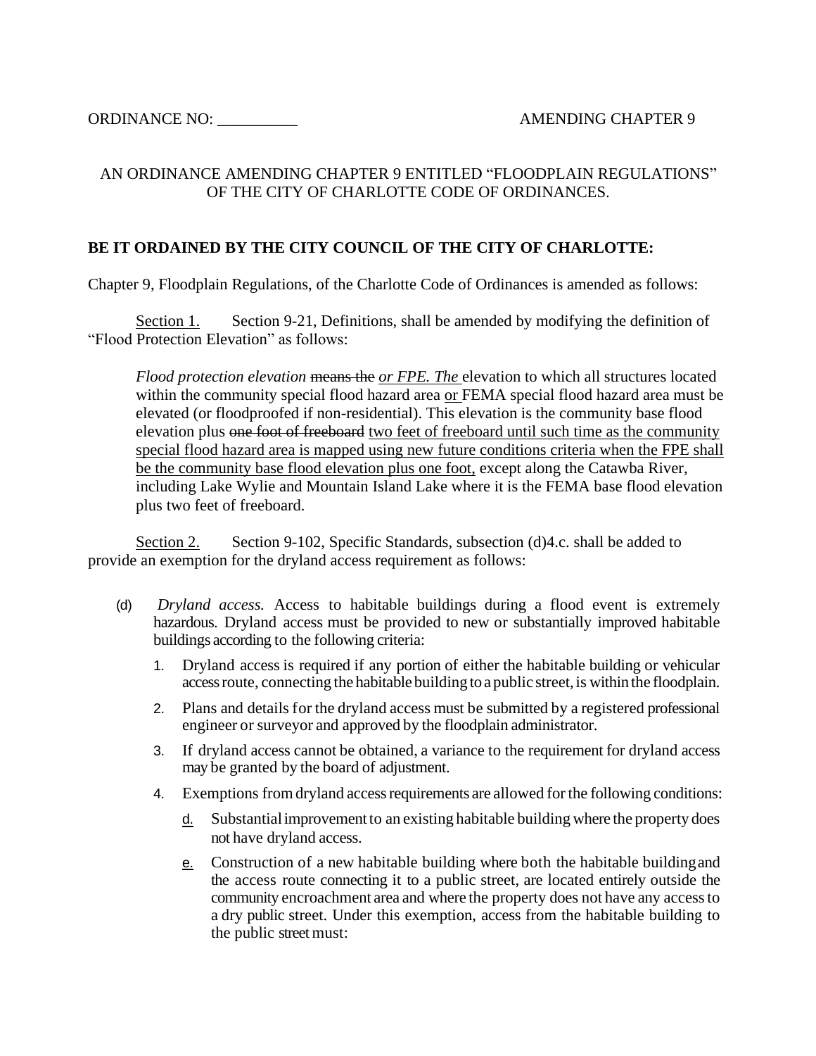ORDINANCE NO: __________ AMENDING CHAPTER 9

AN ORDINANCE AMENDING CHAPTER 9 ENTITLED "FLOODPLAIN REGULATIONS" OF THE CITY OF CHARLOTTE CODE OF ORDINANCES.

**BE IT ORDAINED BY THE CITY COUNCIL OF THE CITY OF CHARLOTTE:**

Chapter 9, Floodplain Regulations, of the Charlotte Code of Ordinances is amended as follows:

<u>Section 1.</u> Section 9-21, Definitions, shall be amended by modifying the definition of "Flood Protection Elevation" as follows:

> *Flood protection elevation* ~~means the~~ *or FPE. The* elevation to which all structures located within the community special flood hazard area <u>or</u> FEMA special flood hazard area must be elevated (or floodproofed if non-residential). This elevation is the community base flood elevation plus ~~one foot of freeboard~~ <u>two feet of freeboard until such time as the community special flood hazard area is mapped using new future conditions criteria when the FPE shall be the community base flood elevation plus one foot,</u> except along the Catawba River, including Lake Wylie and Mountain Island Lake where it is the FEMA base flood elevation plus two feet of freeboard.

<u>Section 2.</u> Section 9-102, Specific Standards, subsection (d)4.c. shall be added to provide an exemption for the dryland access requirement as follows:

(d) *Dryland access.* Access to habitable buildings during a flood event is extremely hazardous. Dryland access must be provided to new or substantially improved habitable buildings according to the following criteria:

1. Dryland access is required if any portion of either the habitable building or vehicular access route, connecting the habitable building to a public street, is within the floodplain.
2. Plans and details for the dryland access must be submitted by a registered professional engineer or surveyor and approved by the floodplain administrator.
3. If dryland access cannot be obtained, a variance to the requirement for dryland access may be granted by the board of adjustment.
4. Exemptions from dryland access requirements are allowed for the following conditions:

   <u>d.</u> Substantial improvement to an existing habitable building where the property does not have dryland access.

   <u>e.</u> Construction of a new habitable building where both the habitable building and the access route connecting it to a public street, are located entirely outside the community encroachment area and where the property does not have any access to a dry public street. Under this exemption, access from the habitable building to the public street must: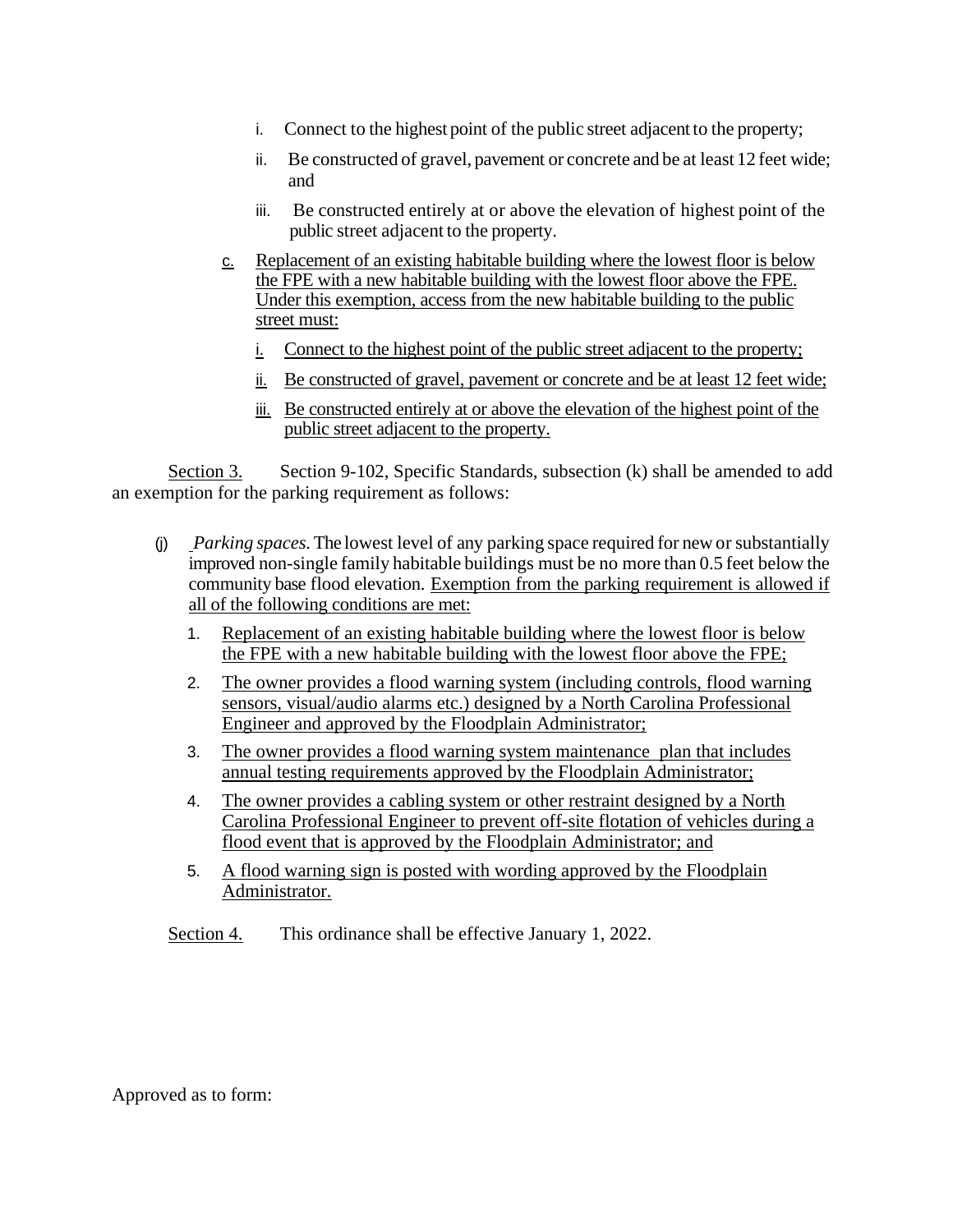i. Connect to the highest point of the public street adjacent to the property;

   ii. Be constructed of gravel, pavement or concrete and be at least 12 feet wide; and

   iii. Be constructed entirely at or above the elevation of highest point of the public street adjacent to the property.

c. Replacement of an existing habitable building where the lowest floor is below the FPE with a new habitable building with the lowest floor above the FPE. Under this exemption, access from the new habitable building to the public street must:

   i. Connect to the highest point of the public street adjacent to the property;

   ii. Be constructed of gravel, pavement or concrete and be at least 12 feet wide;

   iii. Be constructed entirely at or above the elevation of the highest point of the public street adjacent to the property.

Section 3. Section 9-102, Specific Standards, subsection (k) shall be amended to add an exemption for the parking requirement as follows:

(j) *Parking spaces*. The lowest level of any parking space required for new or substantially improved non-single family habitable buildings must be no more than 0.5 feet below the community base flood elevation. Exemption from the parking requirement is allowed if all of the following conditions are met:

1. Replacement of an existing habitable building where the lowest floor is below the FPE with a new habitable building with the lowest floor above the FPE;
2. The owner provides a flood warning system (including controls, flood warning sensors, visual/audio alarms etc.) designed by a North Carolina Professional Engineer and approved by the Floodplain Administrator;
3. The owner provides a flood warning system maintenance plan that includes annual testing requirements approved by the Floodplain Administrator;
4. The owner provides a cabling system or other restraint designed by a North Carolina Professional Engineer to prevent off-site flotation of vehicles during a flood event that is approved by the Floodplain Administrator; and
5. A flood warning sign is posted with wording approved by the Floodplain Administrator.

Section 4. This ordinance shall be effective January 1, 2022.

Approved as to form: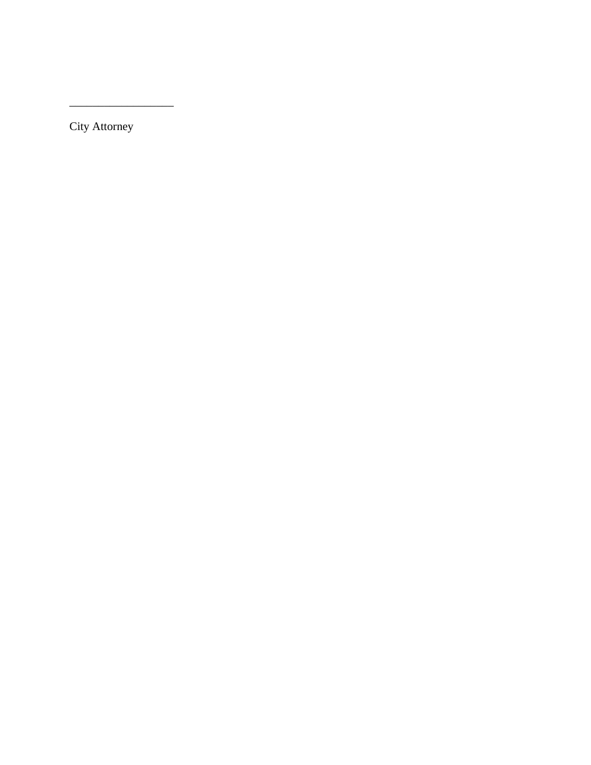\_\_\_\_\_\_\_\_\_\_\_\_\_\_\_\_\_\_\_\_

City Attorney

____________________

City Attorney